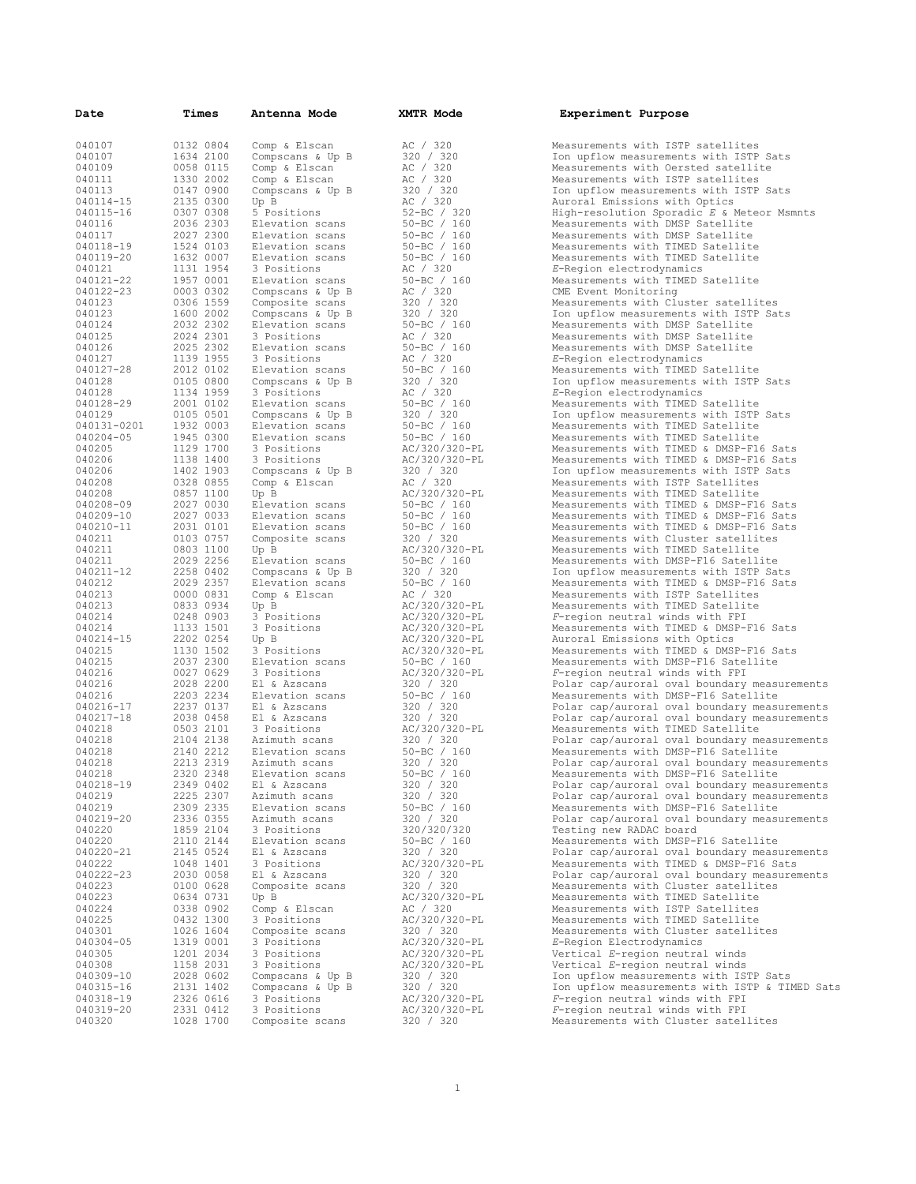| Date | Times | Antenna Mode | XMTR Mode | Experiment Purpose |
|---|---|---|---|---|
| 040107 | 0132 0804 | Comp & Elscan | AC / 320 | Measurements with ISTP satellites |
| 040107 | 1634 2100 | Compscans & Up B | 320 / 320 | Ion upflow measurements with ISTP Sats |
| 040109 | 0058 0115 | Comp & Elscan | AC / 320 | Measurements with Oersted satellite |
| 040111 | 1330 2002 | Comp & Elscan | AC / 320 | Measurements with ISTP satellites |
| 040113 | 0147 0900 | Compscans & Up B | 320 / 320 | Ion upflow measurements with ISTP Sats |
| 040114-15 | 2135 0300 | Up B | AC / 320 | Auroral Emissions with Optics |
| 040115-16 | 0307 0308 | 5 Positions | 52-BC / 320 | High-resolution Sporadic *E* & Meteor Msmnts |
| 040116 | 2036 2303 | Elevation scans | 50-BC / 160 | Measurements with DMSP Satellite |
| 040117 | 2027 2300 | Elevation scans | 50-BC / 160 | Measurements with DMSP Satellite |
| 040118-19 | 1524 0103 | Elevation scans | 50-BC / 160 | Measurements with TIMED Satellite |
| 040119-20 | 1632 0007 | Elevation scans | 50-BC / 160 | Measurements with TIMED Satellite |
| 040121 | 1131 1954 | 3 Positions | AC / 320 | *E*-Region electrodynamics |
| 040121-22 | 1957 0001 | Elevation scans | 50-BC / 160 | Measurements with TIMED Satellite |
| 040122-23 | 0003 0302 | Compscans & Up B | AC / 320 | CME Event Monitoring |
| 040123 | 0306 1559 | Composite scans | 320 / 320 | Measurements with Cluster satellites |
| 040123 | 1600 2002 | Compscans & Up B | 320 / 320 | Ion upflow measurements with ISTP Sats |
| 040124 | 2032 2302 | Elevation scans | 50-BC / 160 | Measurements with DMSP Satellite |
| 040125 | 2024 2301 | 3 Positions | AC / 320 | Measurements with DMSP Satellite |
| 040126 | 2025 2302 | Elevation scans | 50-BC / 160 | Measurements with DMSP Satellite |
| 040127 | 1139 1955 | 3 Positions | AC / 320 | *E*-Region electrodynamics |
| 040127-28 | 2012 0102 | Elevation scans | 50-BC / 160 | Measurements with TIMED Satellite |
| 040128 | 0105 0800 | Compscans & Up B | 320 / 320 | Ion upflow measurements with ISTP Sats |
| 040128 | 1134 1959 | 3 Positions | AC / 320 | *E*-Region electrodynamics |
| 040128-29 | 2001 0102 | Elevation scans | 50-BC / 160 | Measurements with TIMED Satellite |
| 040129 | 0105 0501 | Compscans & Up B | 320 / 320 | Ion upflow measurements with ISTP Sats |
| 040131-0201 | 1932 0003 | Elevation scans | 50-BC / 160 | Measurements with TIMED Satellite |
| 040204-05 | 1945 0300 | Elevation scans | 50-BC / 160 | Measurements with TIMED Satellite |
| 040205 | 1129 1700 | 3 Positions | AC/320/320-PL | Measurements with TIMED & DMSP-F16 Sats |
| 040206 | 1138 1400 | 3 Positions | AC/320/320-PL | Measurements with TIMED & DMSP-F16 Sats |
| 040206 | 1402 1903 | Compscans & Up B | 320 / 320 | Ion upflow measurements with ISTP Sats |
| 040208 | 0328 0855 | Comp & Elscan | AC / 320 | Measurements with ISTP Satellites |
| 040208 | 0857 1100 | Up B | AC/320/320-PL | Measurements with TIMED Satellite |
| 040208-09 | 2027 0030 | Elevation scans | 50-BC / 160 | Measurements with TIMED & DMSP-F16 Sats |
| 040209-10 | 2027 0033 | Elevation scans | 50-BC / 160 | Measurements with TIMED & DMSP-F16 Sats |
| 040210-11 | 2031 0101 | Elevation scans | 50-BC / 160 | Measurements with TIMED & DMSP-F16 Sats |
| 040211 | 0103 0757 | Composite scans | 320 / 320 | Measurements with Cluster satellites |
| 040211 | 0803 1100 | Up B | AC/320/320-PL | Measurements with TIMED Satellite |
| 040211 | 2029 2256 | Elevation scans | 50-BC / 160 | Measurements with DMSP-F16 Satellite |
| 040211-12 | 2258 0402 | Compscans & Up B | 320 / 320 | Ion upflow measurements with ISTP Sats |
| 040212 | 2029 2357 | Elevation scans | 50-BC / 160 | Measurements with TIMED & DMSP-F16 Sats |
| 040213 | 0000 0831 | Comp & Elscan | AC / 320 | Measurements with ISTP Satellites |
| 040213 | 0833 0934 | Up B | AC/320/320-PL | Measurements with TIMED Satellite |
| 040214 | 0248 0903 | 3 Positions | AC/320/320-PL | *F*-region neutral winds with FPI |
| 040214 | 1133 1501 | 3 Positions | AC/320/320-PL | Measurements with TIMED & DMSP-F16 Sats |
| 040214-15 | 2202 0254 | Up B | AC/320/320-PL | Auroral Emissions with Optics |
| 040215 | 1130 1502 | 3 Positions | AC/320/320-PL | Measurements with TIMED & DMSP-F16 Sats |
| 040215 | 2037 2300 | Elevation scans | 50-BC / 160 | Measurements with DMSP-F16 Satellite |
| 040216 | 0027 0629 | 3 Positions | AC/320/320-PL | *F*-region neutral winds with FPI |
| 040216 | 2028 2200 | El & Azscans | 320 / 320 | Polar cap/auroral oval boundary measurements |
| 040216 | 2203 2234 | Elevation scans | 50-BC / 160 | Measurements with DMSP-F16 Satellite |
| 040216-17 | 2237 0137 | El & Azscans | 320 / 320 | Polar cap/auroral oval boundary measurements |
| 040217-18 | 2038 0458 | El & Azscans | 320 / 320 | Polar cap/auroral oval boundary measurements |
| 040218 | 0503 2101 | 3 Positions | AC/320/320-PL | Measurements with TIMED Satellite |
| 040218 | 2104 2138 | Azimuth scans | 320 / 320 | Polar cap/auroral oval boundary measurements |
| 040218 | 2140 2212 | Elevation scans | 50-BC / 160 | Measurements with DMSP-F16 Satellite |
| 040218 | 2213 2319 | Azimuth scans | 320 / 320 | Polar cap/auroral oval boundary measurements |
| 040218 | 2320 2348 | Elevation scans | 50-BC / 160 | Measurements with DMSP-F16 Satellite |
| 040218-19 | 2349 0402 | El & Azscans | 320 / 320 | Polar cap/auroral oval boundary measurements |
| 040219 | 2225 2307 | Azimuth scans | 320 / 320 | Polar cap/auroral oval boundary measurements |
| 040219 | 2309 2335 | Elevation scans | 50-BC / 160 | Measurements with DMSP-F16 Satellite |
| 040219-20 | 2336 0355 | Azimuth scans | 320 / 320 | Polar cap/auroral oval boundary measurements |
| 040220 | 1859 2104 | 3 Positions | 320/320/320 | Testing new RADAC board |
| 040220 | 2110 2144 | Elevation scans | 50-BC / 160 | Measurements with DMSP-F16 Satellite |
| 040220-21 | 2145 0524 | El & Azscans | 320 / 320 | Polar cap/auroral oval boundary measurements |
| 040222 | 1048 1401 | 3 Positions | AC/320/320-PL | Measurements with TIMED & DMSP-F16 Sats |
| 040222-23 | 2030 0058 | El & Azscans | 320 / 320 | Polar cap/auroral oval boundary measurements |
| 040223 | 0100 0628 | Composite scans | 320 / 320 | Measurements with Cluster satellites |
| 040223 | 0634 0731 | Up B | AC/320/320-PL | Measurements with TIMED Satellite |
| 040224 | 0338 0902 | Comp & Elscan | AC / 320 | Measurements with ISTP Satellites |
| 040225 | 0432 1300 | 3 Positions | AC/320/320-PL | Measurements with TIMED Satellite |
| 040301 | 1026 1604 | Composite scans | 320 / 320 | Measurements with Cluster satellites |
| 040304-05 | 1319 0001 | 3 Positions | AC/320/320-PL | *E*-Region Electrodynamics |
| 040305 | 1201 2034 | 3 Positions | AC/320/320-PL | Vertical *E*-region neutral winds |
| 040308 | 1158 2031 | 3 Positions | AC/320/320-PL | Vertical *E*-region neutral winds |
| 040309-10 | 2028 0602 | Compscans & Up B | 320 / 320 | Ion upflow measurements with ISTP Sats |
| 040315-16 | 2131 1402 | Compscans & Up B | 320 / 320 | Ion upflow measurements with ISTP & TIMED Sats |
| 040318-19 | 2326 0616 | 3 Positions | AC/320/320-PL | *F*-region neutral winds with FPI |
| 040319-20 | 2331 0412 | 3 Positions | AC/320/320-PL | *F*-region neutral winds with FPI |
| 040320 | 1028 1700 | Composite scans | 320 / 320 | Measurements with Cluster satellites |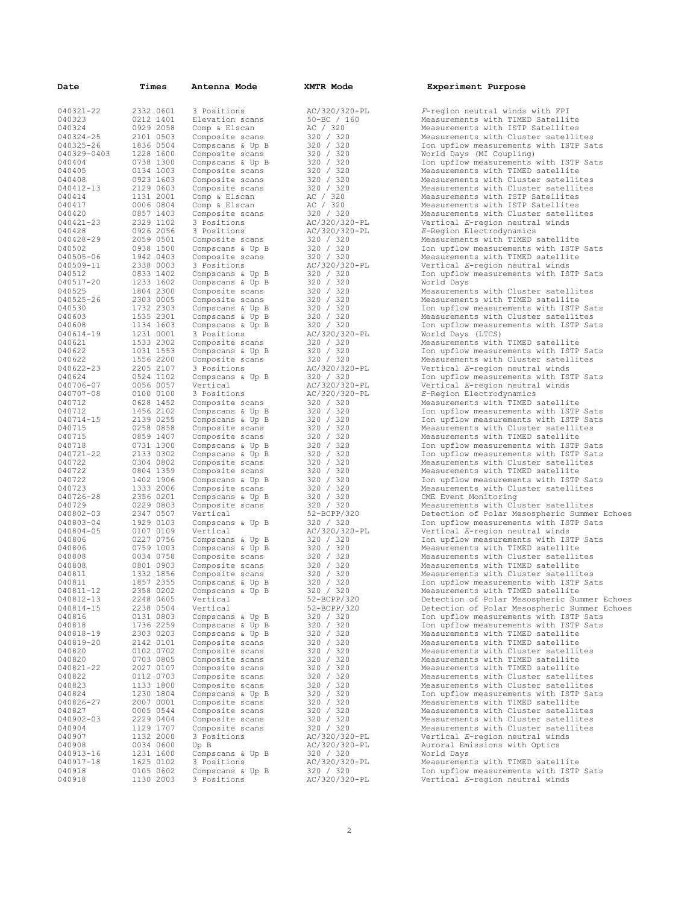| Date | Times | Antenna Mode | XMTR Mode | Experiment Purpose |
|---|---|---|---|---|
| 040321-22 | 2332 0601 | 3 Positions | AC/320/320-PL | *F*-region neutral winds with FPI |
| 040323 | 0212 1401 | Elevation scans | 50-BC / 160 | Measurements with TIMED Satellite |
| 040324 | 0929 2058 | Comp & Elscan | AC / 320 | Measurements with ISTP Satellites |
| 040324-25 | 2101 0503 | Composite scans | 320 / 320 | Measurements with Cluster satellites |
| 040325-26 | 1836 0504 | Compscans & Up B | 320 / 320 | Ion upflow measurements with ISTP Sats |
| 040329-0403 | 1228 1600 | Composite scans | 320 / 320 | World Days (MI Coupling) |
| 040404 | 0738 1300 | Compscans & Up B | 320 / 320 | Ion upflow measurements with ISTP Sats |
| 040405 | 0134 1003 | Composite scans | 320 / 320 | Measurements with TIMED satellite |
| 040408 | 0923 1603 | Composite scans | 320 / 320 | Measurements with Cluster satellites |
| 040412-13 | 2129 0603 | Composite scans | 320 / 320 | Measurements with Cluster satellites |
| 040414 | 1131 2001 | Comp & Elscan | AC / 320 | Measurements with ISTP Satellites |
| 040417 | 0006 0804 | Comp & Elscan | AC / 320 | Measurements with ISTP Satellites |
| 040420 | 0857 1403 | Composite scans | 320 / 320 | Measurements with Cluster satellites |
| 040421-23 | 2329 1102 | 3 Positions | AC/320/320-PL | Vertical *E*-region neutral winds |
| 040428 | 0926 2056 | 3 Positions | AC/320/320-PL | *E*-Region Electrodynamics |
| 040428-29 | 2059 0501 | Composite scans | 320 / 320 | Measurements with TIMED satellite |
| 040502 | 0938 1500 | Compscans & Up B | 320 / 320 | Ion upflow measurements with ISTP Sats |
| 040505-06 | 1942 0403 | Composite scans | 320 / 320 | Measurements with TIMED satellite |
| 040509-11 | 2338 0003 | 3 Positions | AC/320/320-PL | Vertical *E*-region neutral winds |
| 040512 | 0833 1402 | Compscans & Up B | 320 / 320 | Ion upflow measurements with ISTP Sats |
| 040517-20 | 1233 1602 | Compscans & Up B | 320 / 320 | World Days |
| 040525 | 1804 2300 | Composite scans | 320 / 320 | Measurements with Cluster satellites |
| 040525-26 | 2303 0005 | Composite scans | 320 / 320 | Measurements with TIMED satellite |
| 040530 | 1732 2303 | Compscans & Up B | 320 / 320 | Ion upflow measurements with ISTP Sats |
| 040603 | 1535 2301 | Compscans & Up B | 320 / 320 | Measurements with Cluster satellites |
| 040608 | 1134 1603 | Compscans & Up B | 320 / 320 | Ion upflow measurements with ISTP Sats |
| 040614-19 | 1231 0001 | 3 Positions | AC/320/320-PL | World Days (LTCS) |
| 040621 | 1533 2302 | Composite scans | 320 / 320 | Measurements with TIMED satellite |
| 040622 | 1031 1553 | Compscans & Up B | 320 / 320 | Ion upflow measurements with ISTP Sats |
| 040622 | 1556 2200 | Composite scans | 320 / 320 | Measurements with Cluster satellites |
| 040622-23 | 2205 2107 | 3 Positions | AC/320/320-PL | Vertical *E*-region neutral winds |
| 040624 | 0524 1102 | Compscans & Up B | 320 / 320 | Ion upflow measurements with ISTP Sats |
| 040706-07 | 0056 0057 | Vertical | AC/320/320-PL | Vertical *E*-region neutral winds |
| 040707-08 | 0100 0100 | 3 Positions | AC/320/320-PL | *E*-Region Electrodynamics |
| 040712 | 0628 1452 | Composite scans | 320 / 320 | Measurements with TIMED satellite |
| 040712 | 1456 2102 | Compscans & Up B | 320 / 320 | Ion upflow measurements with ISTP Sats |
| 040714-15 | 2139 0255 | Compscans & Up B | 320 / 320 | Ion upflow measurements with ISTP Sats |
| 040715 | 0258 0858 | Composite scans | 320 / 320 | Measurements with Cluster satellites |
| 040715 | 0859 1407 | Composite scans | 320 / 320 | Measurements with TIMED satellite |
| 040718 | 0731 1300 | Compscans & Up B | 320 / 320 | Ion upflow measurements with ISTP Sats |
| 040721-22 | 2133 0302 | Compscans & Up B | 320 / 320 | Ion upflow measurements with ISTP Sats |
| 040722 | 0304 0802 | Composite scans | 320 / 320 | Measurements with Cluster satellites |
| 040722 | 0804 1359 | Composite scans | 320 / 320 | Measurements with TIMED satellite |
| 040722 | 1402 1906 | Compscans & Up B | 320 / 320 | Ion upflow measurements with ISTP Sats |
| 040723 | 1333 2006 | Composite scans | 320 / 320 | Measurements with Cluster satellites |
| 040726-28 | 2356 0201 | Compscans & Up B | 320 / 320 | CME Event Monitoring |
| 040729 | 0229 0803 | Composite scans | 320 / 320 | Measurements with Cluster satellites |
| 040802-03 | 2347 0507 | Vertical | 52-BCPP/320 | Detection of Polar Mesospheric Summer Echoes |
| 040803-04 | 1929 0103 | Compscans & Up B | 320 / 320 | Ion upflow measurements with ISTP Sats |
| 040804-05 | 0107 0109 | Vertical | AC/320/320-PL | Vertical *E*-region neutral winds |
| 040806 | 0227 0756 | Compscans & Up B | 320 / 320 | Ion upflow measurements with ISTP Sats |
| 040806 | 0759 1003 | Compscans & Up B | 320 / 320 | Measurements with TIMED satellite |
| 040808 | 0034 0758 | Composite scans | 320 / 320 | Measurements with Cluster satellites |
| 040808 | 0801 0903 | Composite scans | 320 / 320 | Measurements with TIMED satellite |
| 040811 | 1332 1856 | Composite scans | 320 / 320 | Measurements with Cluster satellites |
| 040811 | 1857 2355 | Compscans & Up B | 320 / 320 | Ion upflow measurements with ISTP Sats |
| 040811-12 | 2358 0202 | Compscans & Up B | 320 / 320 | Measurements with TIMED satellite |
| 040812-13 | 2248 0605 | Vertical | 52-BCPP/320 | Detection of Polar Mesospheric Summer Echoes |
| 040814-15 | 2238 0504 | Vertical | 52-BCPP/320 | Detection of Polar Mesospheric Summer Echoes |
| 040816 | 0131 0803 | Compscans & Up B | 320 / 320 | Ion upflow measurements with ISTP Sats |
| 040818 | 1736 2259 | Compscans & Up B | 320 / 320 | Ion upflow measurements with ISTP Sats |
| 040818-19 | 2303 0203 | Compscans & Up B | 320 / 320 | Measurements with TIMED satellite |
| 040819-20 | 2142 0101 | Composite scans | 320 / 320 | Measurements with TIMED satellite |
| 040820 | 0102 0702 | Composite scans | 320 / 320 | Measurements with Cluster satellites |
| 040820 | 0703 0805 | Composite scans | 320 / 320 | Measurements with TIMED satellite |
| 040821-22 | 2027 0107 | Composite scans | 320 / 320 | Measurements with TIMED satellite |
| 040822 | 0112 0703 | Composite scans | 320 / 320 | Measurements with Cluster satellites |
| 040823 | 1133 1800 | Composite scans | 320 / 320 | Measurements with Cluster satellites |
| 040824 | 1230 1804 | Compscans & Up B | 320 / 320 | Ion upflow measurements with ISTP Sats |
| 040826-27 | 2007 0001 | Composite scans | 320 / 320 | Measurements with TIMED satellite |
| 040827 | 0005 0544 | Composite scans | 320 / 320 | Measurements with Cluster satellites |
| 040902-03 | 2229 0404 | Composite scans | 320 / 320 | Measurements with Cluster satellites |
| 040904 | 1129 1707 | Composite scans | 320 / 320 | Measurements with Cluster satellites |
| 040907 | 1132 2000 | 3 Positions | AC/320/320-PL | Vertical *E*-region neutral winds |
| 040908 | 0034 0600 | Up B | AC/320/320-PL | Auroral Emissions with Optics |
| 040913-16 | 1231 1600 | Compscans & Up B | 320 / 320 | World Days |
| 040917-18 | 1625 0102 | 3 Positions | AC/320/320-PL | Measurements with TIMED satellite |
| 040918 | 0105 0602 | Compscans & Up B | 320 / 320 | Ion upflow measurements with ISTP Sats |
| 040918 | 1130 2003 | 3 Positions | AC/320/320-PL | Vertical *E*-region neutral winds |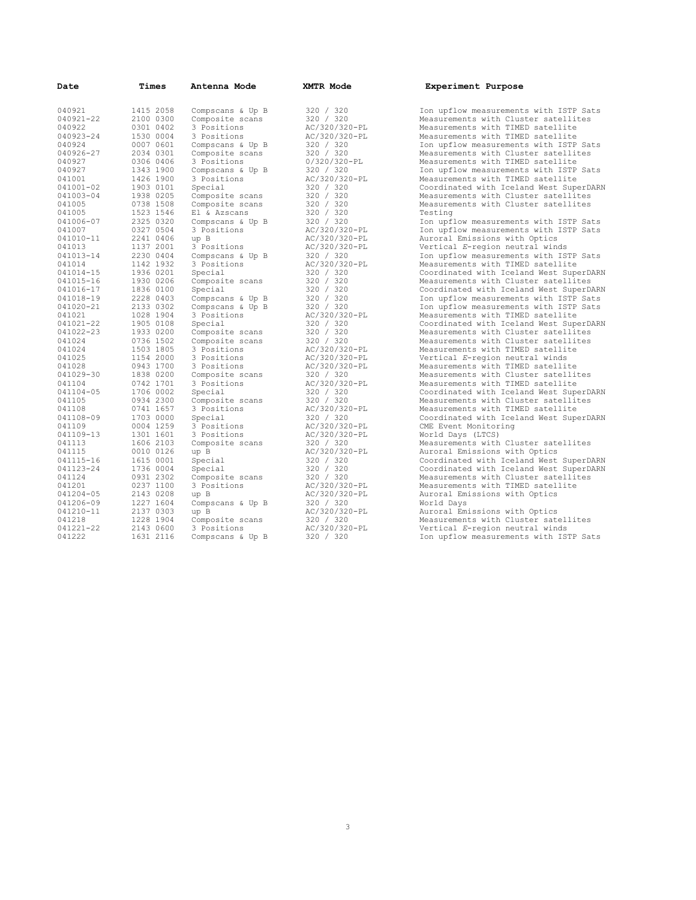| Date | Times | Antenna Mode | XMTR Mode | Experiment Purpose |
|---|---|---|---|---|
| 040921 | 1415 2058 | Compscans & Up B | 320 / 320 | Ion upflow measurements with ISTP Sats |
| 040921-22 | 2100 0300 | Composite scans | 320 / 320 | Measurements with Cluster satellites |
| 040922 | 0301 0402 | 3 Positions | AC/320/320-PL | Measurements with TIMED satellite |
| 040923-24 | 1530 0004 | 3 Positions | AC/320/320-PL | Measurements with TIMED satellite |
| 040924 | 0007 0601 | Compscans & Up B | 320 / 320 | Ion upflow measurements with ISTP Sats |
| 040926-27 | 2034 0301 | Composite scans | 320 / 320 | Measurements with Cluster satellites |
| 040927 | 0306 0406 | 3 Positions | 0/320/320-PL | Measurements with TIMED satellite |
| 040927 | 1343 1900 | Compscans & Up B | 320 / 320 | Ion upflow measurements with ISTP Sats |
| 041001 | 1426 1900 | 3 Positions | AC/320/320-PL | Measurements with TIMED satellite |
| 041001-02 | 1903 0101 | Special | 320 / 320 | Coordinated with Iceland West SuperDARN |
| 041003-04 | 1938 0205 | Composite scans | 320 / 320 | Measurements with Cluster satellites |
| 041005 | 0738 1508 | Composite scans | 320 / 320 | Measurements with Cluster satellites |
| 041005 | 1523 1546 | El & Azscans | 320 / 320 | Testing |
| 041006-07 | 2325 0320 | Compscans & Up B | 320 / 320 | Ion upflow measurements with ISTP Sats |
| 041007 | 0327 0504 | 3 Positions | AC/320/320-PL | Ion upflow measurements with ISTP Sats |
| 041010-11 | 2241 0406 | up B | AC/320/320-PL | Auroral Emissions with Optics |
| 041013 | 1137 2001 | 3 Positions | AC/320/320-PL | Vertical *E*-region neutral winds |
| 041013-14 | 2230 0404 | Compscans & Up B | 320 / 320 | Ion upflow measurements with ISTP Sats |
| 041014 | 1142 1932 | 3 Positions | AC/320/320-PL | Measurements with TIMED satellite |
| 041014-15 | 1936 0201 | Special | 320 / 320 | Coordinated with Iceland West SuperDARN |
| 041015-16 | 1930 0206 | Composite scans | 320 / 320 | Measurements with Cluster satellites |
| 041016-17 | 1836 0100 | Special | 320 / 320 | Coordinated with Iceland West SuperDARN |
| 041018-19 | 2228 0403 | Compscans & Up B | 320 / 320 | Ion upflow measurements with ISTP Sats |
| 041020-21 | 2133 0302 | Compscans & Up B | 320 / 320 | Ion upflow measurements with ISTP Sats |
| 041021 | 1028 1904 | 3 Positions | AC/320/320-PL | Measurements with TIMED satellite |
| 041021-22 | 1905 0108 | Special | 320 / 320 | Coordinated with Iceland West SuperDARN |
| 041022-23 | 1933 0200 | Composite scans | 320 / 320 | Measurements with Cluster satellites |
| 041024 | 0736 1502 | Composite scans | 320 / 320 | Measurements with Cluster satellites |
| 041024 | 1503 1805 | 3 Positions | AC/320/320-PL | Measurements with TIMED satellite |
| 041025 | 1154 2000 | 3 Positions | AC/320/320-PL | Vertical *E*-region neutral winds |
| 041028 | 0943 1700 | 3 Positions | AC/320/320-PL | Measurements with TIMED satellite |
| 041029-30 | 1838 0200 | Composite scans | 320 / 320 | Measurements with Cluster satellites |
| 041104 | 0742 1701 | 3 Positions | AC/320/320-PL | Measurements with TIMED satellite |
| 041104-05 | 1706 0002 | Special | 320 / 320 | Coordinated with Iceland West SuperDARN |
| 041105 | 0934 2300 | Composite scans | 320 / 320 | Measurements with Cluster satellites |
| 041108 | 0741 1657 | 3 Positions | AC/320/320-PL | Measurements with TIMED satellite |
| 041108-09 | 1703 0000 | Special | 320 / 320 | Coordinated with Iceland West SuperDARN |
| 041109 | 0004 1259 | 3 Positions | AC/320/320-PL | CME Event Monitoring |
| 041109-13 | 1301 1601 | 3 Positions | AC/320/320-PL | World Days (LTCS) |
| 041113 | 1606 2103 | Composite scans | 320 / 320 | Measurements with Cluster satellites |
| 041115 | 0010 0126 | up B | AC/320/320-PL | Auroral Emissions with Optics |
| 041115-16 | 1615 0001 | Special | 320 / 320 | Coordinated with Iceland West SuperDARN |
| 041123-24 | 1736 0004 | Special | 320 / 320 | Coordinated with Iceland West SuperDARN |
| 041124 | 0931 2302 | Composite scans | 320 / 320 | Measurements with Cluster satellites |
| 041201 | 0237 1100 | 3 Positions | AC/320/320-PL | Measurements with TIMED satellite |
| 041204-05 | 2143 0208 | up B | AC/320/320-PL | Auroral Emissions with Optics |
| 041206-09 | 1227 1604 | Compscans & Up B | 320 / 320 | World Days |
| 041210-11 | 2137 0303 | up B | AC/320/320-PL | Auroral Emissions with Optics |
| 041218 | 1228 1904 | Composite scans | 320 / 320 | Measurements with Cluster satellites |
| 041221-22 | 2143 0600 | 3 Positions | AC/320/320-PL | Vertical *E*-region neutral winds |
| 041222 | 1631 2116 | Compscans & Up B | 320 / 320 | Ion upflow measurements with ISTP Sats |